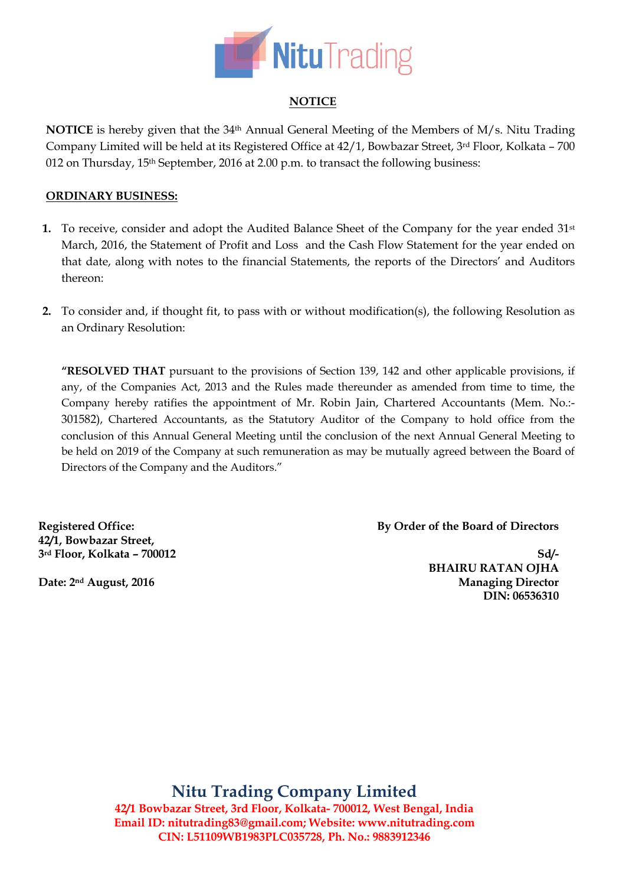NituTrading

# NOTICE

**NOTICE** is hereby given that the 34th Annual General Meeting of the Members of M/s. Nitu Trading Company Limited will be held at its Registered Office at 42/1, Bowbazar Street, 3rd Floor, Kolkata – 700 012 on Thursday, 15th September, 2016 at 2.00 p.m. to transact the following business:

## ORDINARY BUSINESS:

1. To receive, consider and adopt the Audited Balance Sheet of the Company for the year ended 31st March, 2016, the Statement of Profit and Loss and the Cash Flow Statement for the year ended on that date, along with notes to the financial Statements, the reports of the Directors' and Auditors thereon:

2. To consider and, if thought fit, to pass with or without modification(s), the following Resolution as an Ordinary Resolution:

   "**RESOLVED THAT** pursuant to the provisions of Section 139, 142 and other applicable provisions, if any, of the Companies Act, 2013 and the Rules made thereunder as amended from time to time, the Company hereby ratifies the appointment of Mr. Robin Jain, Chartered Accountants (Mem. No.:- 301582), Chartered Accountants, as the Statutory Auditor of the Company to hold office from the conclusion of this Annual General Meeting until the conclusion of the next Annual General Meeting to be held on 2019 of the Company at such remuneration as may be mutually agreed between the Board of Directors of the Company and the Auditors."

**Registered Office:**
**42/1, Bowbazar Street,**
**3rd Floor, Kolkata – 700012**

**Date: 2nd August, 2016**

**By Order of the Board of Directors**

**Sd/-**
**BHAIRU RATAN OJHA**
**Managing Director**
**DIN: 06536310**

**Nitu Trading Company Limited**
**42/1 Bowbazar Street, 3rd Floor, Kolkata- 700012, West Bengal, India**
**Email ID: nitutrading83@gmail.com; Website: www.nitutrading.com**
**CIN: L51109WB1983PLC035728, Ph. No.: 9883912346**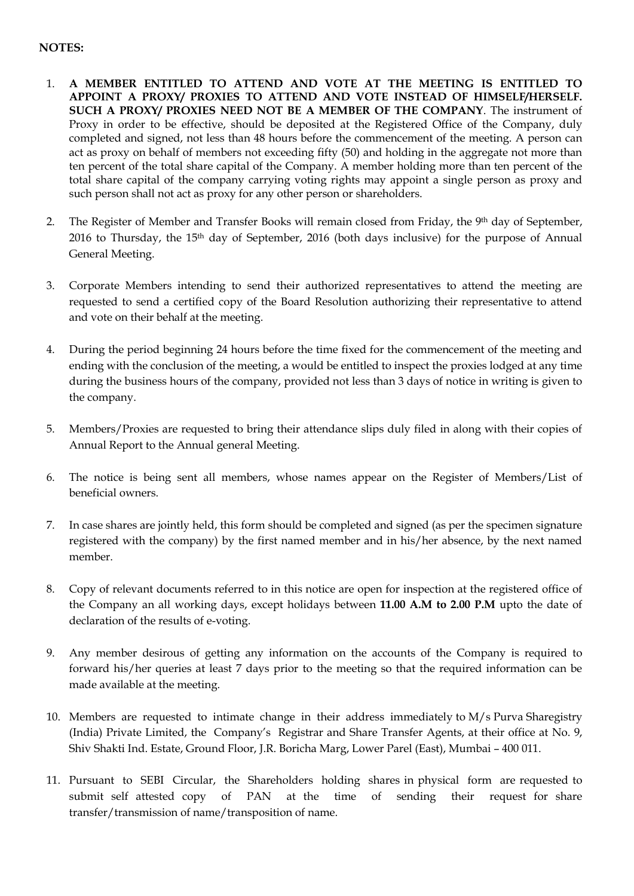**NOTES:**

1. **A MEMBER ENTITLED TO ATTEND AND VOTE AT THE MEETING IS ENTITLED TO APPOINT A PROXY/ PROXIES TO ATTEND AND VOTE INSTEAD OF HIMSELF/HERSELF. SUCH A PROXY/ PROXIES NEED NOT BE A MEMBER OF THE COMPANY**. The instrument of Proxy in order to be effective, should be deposited at the Registered Office of the Company, duly completed and signed, not less than 48 hours before the commencement of the meeting. A person can act as proxy on behalf of members not exceeding fifty (50) and holding in the aggregate not more than ten percent of the total share capital of the Company. A member holding more than ten percent of the total share capital of the company carrying voting rights may appoint a single person as proxy and such person shall not act as proxy for any other person or shareholders.

2. The Register of Member and Transfer Books will remain closed from Friday, the 9th day of September, 2016 to Thursday, the 15th day of September, 2016 (both days inclusive) for the purpose of Annual General Meeting.

3. Corporate Members intending to send their authorized representatives to attend the meeting are requested to send a certified copy of the Board Resolution authorizing their representative to attend and vote on their behalf at the meeting.

4. During the period beginning 24 hours before the time fixed for the commencement of the meeting and ending with the conclusion of the meeting, a would be entitled to inspect the proxies lodged at any time during the business hours of the company, provided not less than 3 days of notice in writing is given to the company.

5. Members/Proxies are requested to bring their attendance slips duly filed in along with their copies of Annual Report to the Annual general Meeting.

6. The notice is being sent all members, whose names appear on the Register of Members/List of beneficial owners.

7. In case shares are jointly held, this form should be completed and signed (as per the specimen signature registered with the company) by the first named member and in his/her absence, by the next named member.

8. Copy of relevant documents referred to in this notice are open for inspection at the registered office of the Company an all working days, except holidays between **11.00 A.M to 2.00 P.M** upto the date of declaration of the results of e-voting.

9. Any member desirous of getting any information on the accounts of the Company is required to forward his/her queries at least 7 days prior to the meeting so that the required information can be made available at the meeting.

10. Members are requested to intimate change in their address immediately to M/s Purva Sharegistry (India) Private Limited, the Company's Registrar and Share Transfer Agents, at their office at No. 9, Shiv Shakti Ind. Estate, Ground Floor, J.R. Boricha Marg, Lower Parel (East), Mumbai – 400 011.

11. Pursuant to SEBI Circular, the Shareholders holding shares in physical form are requested to submit self attested copy of PAN at the time of sending their request for share transfer/transmission of name/transposition of name.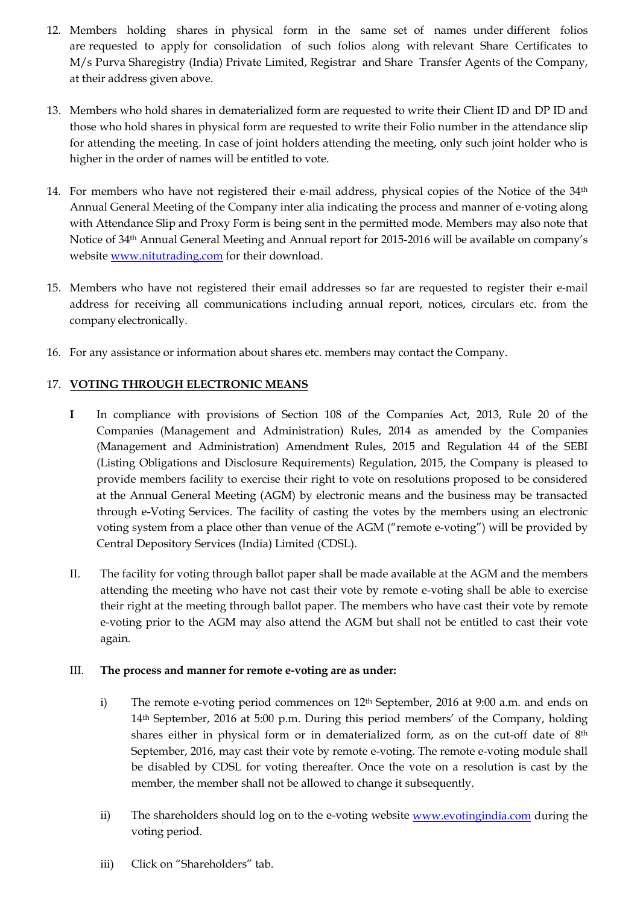12. Members holding shares in physical form in the same set of names under different folios are requested to apply for consolidation of such folios along with relevant Share Certificates to M/s Purva Sharegistry (India) Private Limited, Registrar and Share Transfer Agents of the Company, at their address given above.

13. Members who hold shares in dematerialized form are requested to write their Client ID and DP ID and those who hold shares in physical form are requested to write their Folio number in the attendance slip for attending the meeting. In case of joint holders attending the meeting, only such joint holder who is higher in the order of names will be entitled to vote.

14. For members who have not registered their e-mail address, physical copies of the Notice of the 34th Annual General Meeting of the Company inter alia indicating the process and manner of e-voting along with Attendance Slip and Proxy Form is being sent in the permitted mode. Members may also note that Notice of 34th Annual General Meeting and Annual report for 2015-2016 will be available on company's website www.nitutrading.com for their download.

15. Members who have not registered their email addresses so far are requested to register their e-mail address for receiving all communications including annual report, notices, circulars etc. from the company electronically.

16. For any assistance or information about shares etc. members may contact the Company.

17. **VOTING THROUGH ELECTRONIC MEANS**

**I** In compliance with provisions of Section 108 of the Companies Act, 2013, Rule 20 of the Companies (Management and Administration) Rules, 2014 as amended by the Companies (Management and Administration) Amendment Rules, 2015 and Regulation 44 of the SEBI (Listing Obligations and Disclosure Requirements) Regulation, 2015, the Company is pleased to provide members facility to exercise their right to vote on resolutions proposed to be considered at the Annual General Meeting (AGM) by electronic means and the business may be transacted through e-Voting Services. The facility of casting the votes by the members using an electronic voting system from a place other than venue of the AGM ("remote e-voting") will be provided by Central Depository Services (India) Limited (CDSL).

II. The facility for voting through ballot paper shall be made available at the AGM and the members attending the meeting who have not cast their vote by remote e-voting shall be able to exercise their right at the meeting through ballot paper. The members who have cast their vote by remote e-voting prior to the AGM may also attend the AGM but shall not be entitled to cast their vote again.

III. **The process and manner for remote e-voting are as under:**

i) The remote e-voting period commences on 12th September, 2016 at 9:00 a.m. and ends on 14th September, 2016 at 5:00 p.m. During this period members' of the Company, holding shares either in physical form or in dematerialized form, as on the cut-off date of 8th September, 2016, may cast their vote by remote e-voting. The remote e-voting module shall be disabled by CDSL for voting thereafter. Once the vote on a resolution is cast by the member, the member shall not be allowed to change it subsequently.

ii) The shareholders should log on to the e-voting website www.evotingindia.com during the voting period.

iii) Click on "Shareholders" tab.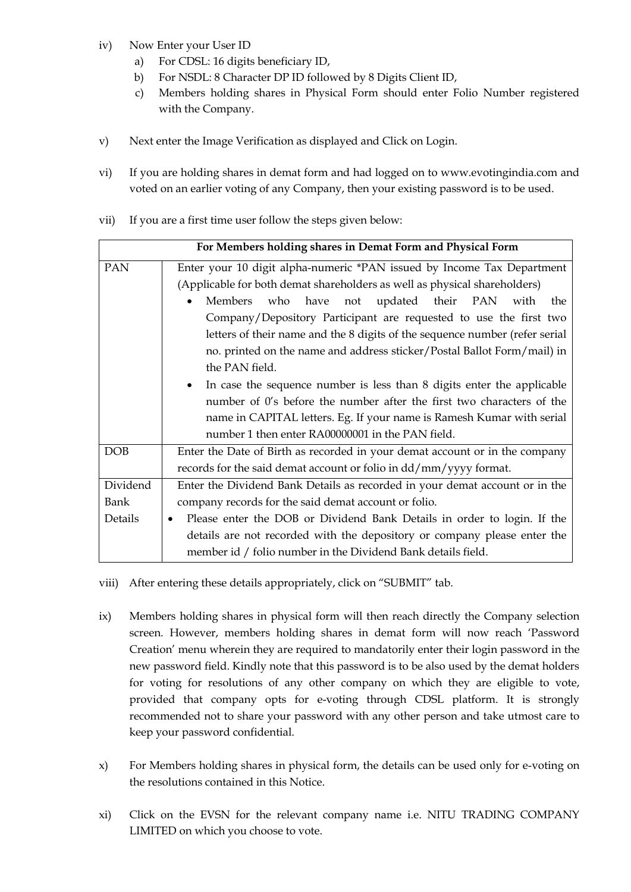iv) Now Enter your User ID

  a) For CDSL: 16 digits beneficiary ID,
  b) For NSDL: 8 Character DP ID followed by 8 Digits Client ID,
  c) Members holding shares in Physical Form should enter Folio Number registered with the Company.

v) Next enter the Image Verification as displayed and Click on Login.

vi) If you are holding shares in demat form and had logged on to www.evotingindia.com and voted on an earlier voting of any Company, then your existing password is to be used.

vii) If you are a first time user follow the steps given below:

| For Members holding shares in Demat Form and Physical Form | |
|---|---|
| PAN | Enter your 10 digit alpha-numeric *PAN issued by Income Tax Department (Applicable for both demat shareholders as well as physical shareholders)<br>• Members who have not updated their PAN with the Company/Depository Participant are requested to use the first two letters of their name and the 8 digits of the sequence number (refer serial no. printed on the name and address sticker/Postal Ballot Form/mail) in the PAN field.<br>• In case the sequence number is less than 8 digits enter the applicable number of 0's before the number after the first two characters of the name in CAPITAL letters. Eg. If your name is Ramesh Kumar with serial number 1 then enter RA00000001 in the PAN field. |
| DOB | Enter the Date of Birth as recorded in your demat account or in the company records for the said demat account or folio in dd/mm/yyyy format. |
| Dividend Bank Details | Enter the Dividend Bank Details as recorded in your demat account or in the company records for the said demat account or folio.<br>• Please enter the DOB or Dividend Bank Details in order to login. If the details are not recorded with the depository or company please enter the member id / folio number in the Dividend Bank details field. |

viii) After entering these details appropriately, click on "SUBMIT" tab.

ix) Members holding shares in physical form will then reach directly the Company selection screen. However, members holding shares in demat form will now reach 'Password Creation' menu wherein they are required to mandatorily enter their login password in the new password field. Kindly note that this password is to be also used by the demat holders for voting for resolutions of any other company on which they are eligible to vote, provided that company opts for e-voting through CDSL platform. It is strongly recommended not to share your password with any other person and take utmost care to keep your password confidential.

x) For Members holding shares in physical form, the details can be used only for e-voting on the resolutions contained in this Notice.

xi) Click on the EVSN for the relevant company name i.e. NITU TRADING COMPANY LIMITED on which you choose to vote.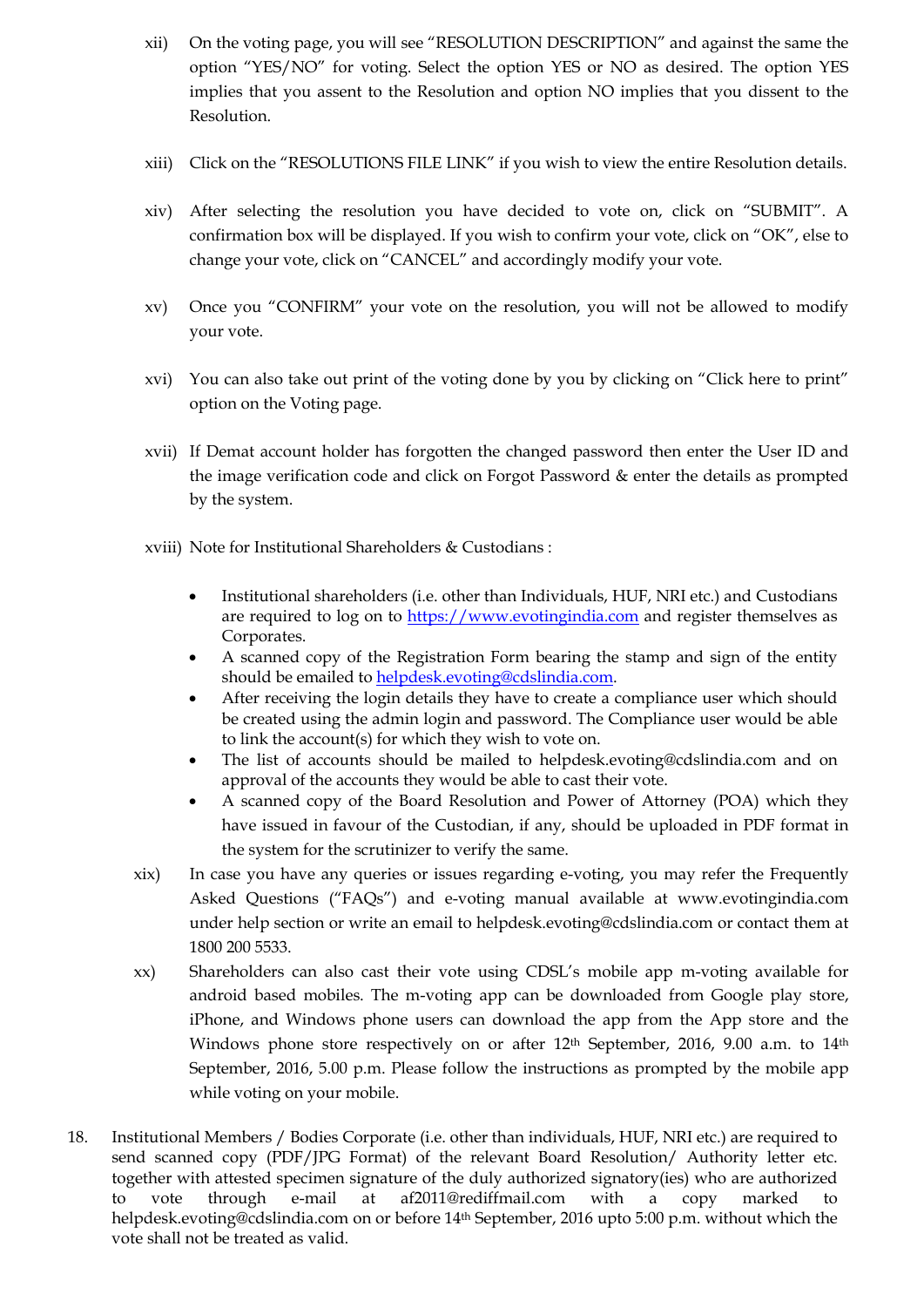xii) On the voting page, you will see "RESOLUTION DESCRIPTION" and against the same the option "YES/NO" for voting. Select the option YES or NO as desired. The option YES implies that you assent to the Resolution and option NO implies that you dissent to the Resolution.

xiii) Click on the "RESOLUTIONS FILE LINK" if you wish to view the entire Resolution details.

xiv) After selecting the resolution you have decided to vote on, click on "SUBMIT". A confirmation box will be displayed. If you wish to confirm your vote, click on "OK", else to change your vote, click on "CANCEL" and accordingly modify your vote.

xv) Once you "CONFIRM" your vote on the resolution, you will not be allowed to modify your vote.

xvi) You can also take out print of the voting done by you by clicking on "Click here to print" option on the Voting page.

xvii) If Demat account holder has forgotten the changed password then enter the User ID and the image verification code and click on Forgot Password & enter the details as prompted by the system.

xviii) Note for Institutional Shareholders & Custodians :

- Institutional shareholders (i.e. other than Individuals, HUF, NRI etc.) and Custodians are required to log on to https://www.evotingindia.com and register themselves as Corporates.
- A scanned copy of the Registration Form bearing the stamp and sign of the entity should be emailed to helpdesk.evoting@cdslindia.com.
- After receiving the login details they have to create a compliance user which should be created using the admin login and password. The Compliance user would be able to link the account(s) for which they wish to vote on.
- The list of accounts should be mailed to helpdesk.evoting@cdslindia.com and on approval of the accounts they would be able to cast their vote.
- A scanned copy of the Board Resolution and Power of Attorney (POA) which they have issued in favour of the Custodian, if any, should be uploaded in PDF format in the system for the scrutinizer to verify the same.

xix) In case you have any queries or issues regarding e-voting, you may refer the Frequently Asked Questions ("FAQs") and e-voting manual available at www.evotingindia.com under help section or write an email to helpdesk.evoting@cdslindia.com or contact them at 1800 200 5533.

xx) Shareholders can also cast their vote using CDSL's mobile app m-voting available for android based mobiles. The m-voting app can be downloaded from Google play store, iPhone, and Windows phone users can download the app from the App store and the Windows phone store respectively on or after 12th September, 2016, 9.00 a.m. to 14th September, 2016, 5.00 p.m. Please follow the instructions as prompted by the mobile app while voting on your mobile.

18. Institutional Members / Bodies Corporate (i.e. other than individuals, HUF, NRI etc.) are required to send scanned copy (PDF/JPG Format) of the relevant Board Resolution/ Authority letter etc. together with attested specimen signature of the duly authorized signatory(ies) who are authorized to vote through e-mail at af2011@rediffmail.com with a copy marked to helpdesk.evoting@cdslindia.com on or before 14th September, 2016 upto 5:00 p.m. without which the vote shall not be treated as valid.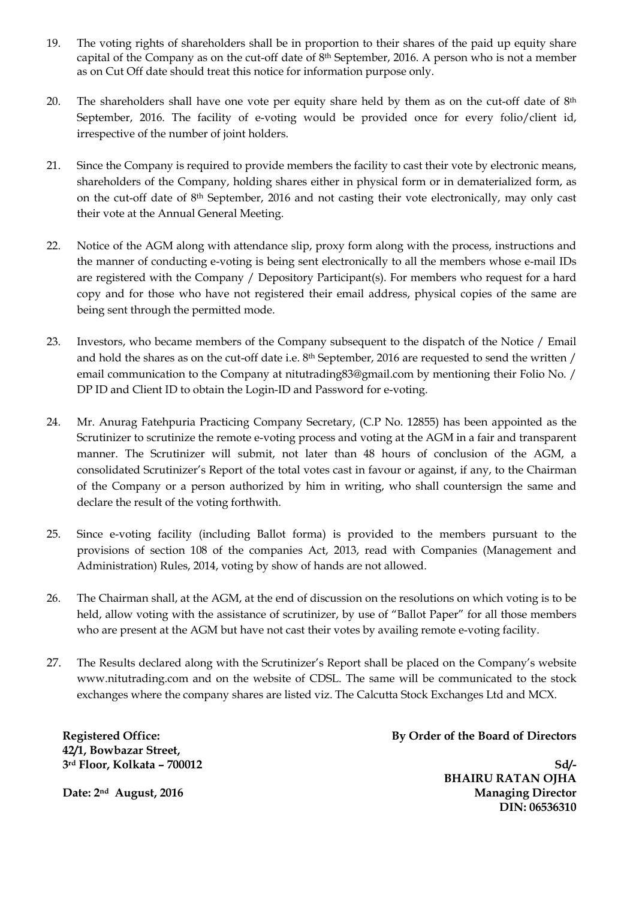19. The voting rights of shareholders shall be in proportion to their shares of the paid up equity share capital of the Company as on the cut-off date of 8th September, 2016. A person who is not a member as on Cut Off date should treat this notice for information purpose only.

20. The shareholders shall have one vote per equity share held by them as on the cut-off date of 8th September, 2016. The facility of e-voting would be provided once for every folio/client id, irrespective of the number of joint holders.

21. Since the Company is required to provide members the facility to cast their vote by electronic means, shareholders of the Company, holding shares either in physical form or in dematerialized form, as on the cut-off date of 8th September, 2016 and not casting their vote electronically, may only cast their vote at the Annual General Meeting.

22. Notice of the AGM along with attendance slip, proxy form along with the process, instructions and the manner of conducting e-voting is being sent electronically to all the members whose e-mail IDs are registered with the Company / Depository Participant(s). For members who request for a hard copy and for those who have not registered their email address, physical copies of the same are being sent through the permitted mode.

23. Investors, who became members of the Company subsequent to the dispatch of the Notice / Email and hold the shares as on the cut-off date i.e. 8th September, 2016 are requested to send the written / email communication to the Company at nitutrading83@gmail.com by mentioning their Folio No. / DP ID and Client ID to obtain the Login-ID and Password for e-voting.

24. Mr. Anurag Fatehpuria Practicing Company Secretary, (C.P No. 12855) has been appointed as the Scrutinizer to scrutinize the remote e-voting process and voting at the AGM in a fair and transparent manner. The Scrutinizer will submit, not later than 48 hours of conclusion of the AGM, a consolidated Scrutinizer's Report of the total votes cast in favour or against, if any, to the Chairman of the Company or a person authorized by him in writing, who shall countersign the same and declare the result of the voting forthwith.

25. Since e-voting facility (including Ballot forma) is provided to the members pursuant to the provisions of section 108 of the companies Act, 2013, read with Companies (Management and Administration) Rules, 2014, voting by show of hands are not allowed.

26. The Chairman shall, at the AGM, at the end of discussion on the resolutions on which voting is to be held, allow voting with the assistance of scrutinizer, by use of "Ballot Paper" for all those members who are present at the AGM but have not cast their votes by availing remote e-voting facility.

27. The Results declared along with the Scrutinizer's Report shall be placed on the Company's website www.nitutrading.com and on the website of CDSL. The same will be communicated to the stock exchanges where the company shares are listed viz. The Calcutta Stock Exchanges Ltd and MCX.

**Registered Office:**
**42/1, Bowbazar Street,**
**3rd Floor, Kolkata – 700012**

**Date: 2nd August, 2016**

**By Order of the Board of Directors**

**Sd/-**
**BHAIRU RATAN OJHA**
**Managing Director**
**DIN: 06536310**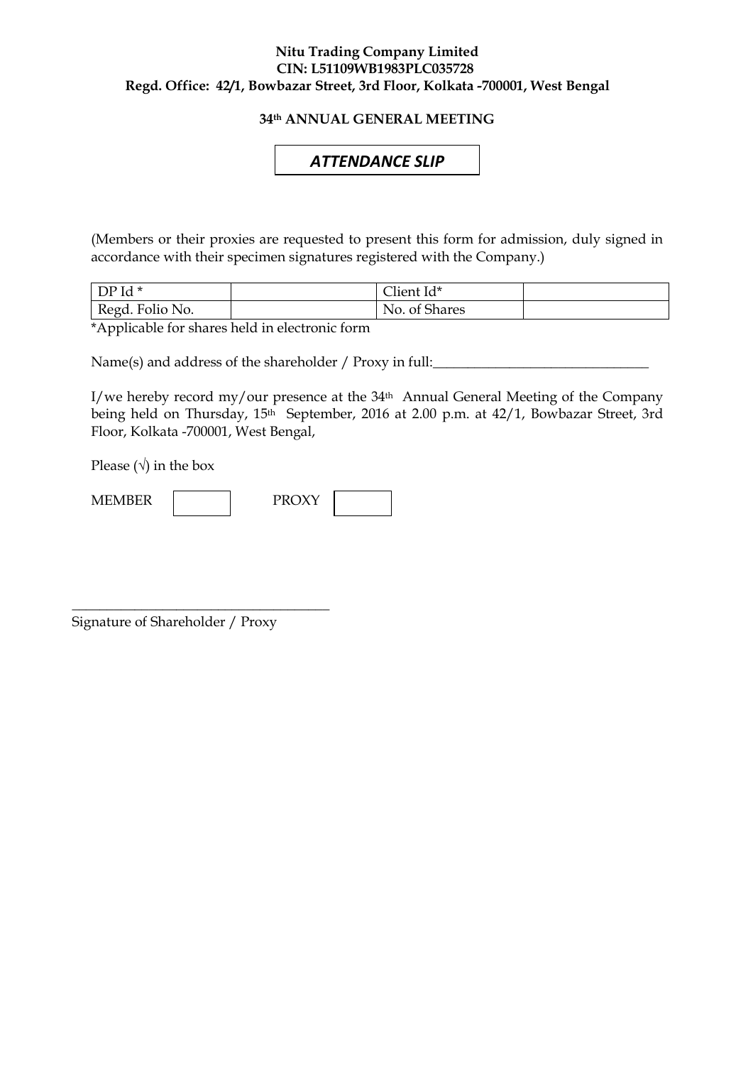**Nitu Trading Company Limited**
**CIN: L51109WB1983PLC035728**
**Regd. Office: 42/1, Bowbazar Street, 3rd Floor, Kolkata -700001, West Bengal**

**34th ANNUAL GENERAL MEETING**

## *ATTENDANCE SLIP*

(Members or their proxies are requested to present this form for admission, duly signed in accordance with their specimen signatures registered with the Company.)

| DP Id * | | Client Id* | |
|---|---|---|---|
| Regd. Folio No. | | No. of Shares | |

*Applicable for shares held in electronic form

Name(s) and address of the shareholder / Proxy in full:_______________________________

I/we hereby record my/our presence at the 34th Annual General Meeting of the Company being held on Thursday, 15th September, 2016 at 2.00 p.m. at 42/1, Bowbazar Street, 3rd Floor, Kolkata -700001, West Bengal,

Please (√) in the box

MEMBER ☐ PROXY ☐

_____________________________________
Signature of Shareholder / Proxy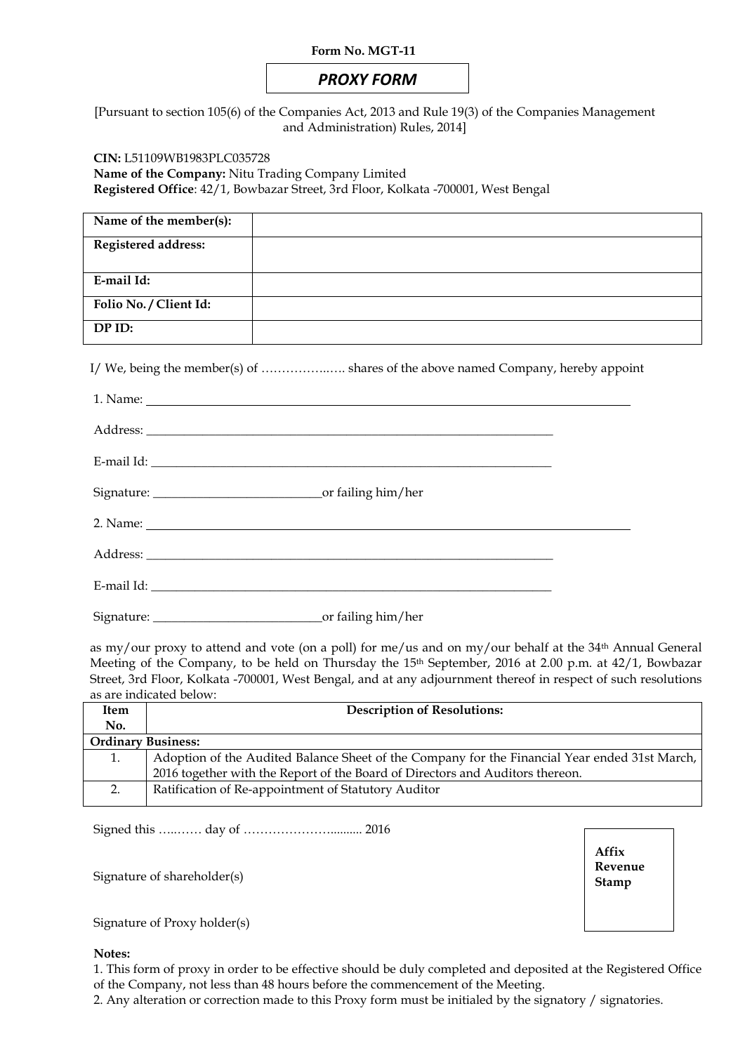**Form No. MGT-11**

## *PROXY FORM*

[Pursuant to section 105(6) of the Companies Act, 2013 and Rule 19(3) of the Companies Management and Administration) Rules, 2014]

**CIN:** L51109WB1983PLC035728
**Name of the Company:** Nitu Trading Company Limited
**Registered Office**: 42/1, Bowbazar Street, 3rd Floor, Kolkata -700001, West Bengal

| **Name of the member(s):** | |
|---|---|
| **Registered address:** | |
| **E-mail Id:** | |
| **Folio No. / Client Id:** | |
| **DP ID:** | |

I/ We, being the member(s) of ……………..…. shares of the above named Company, hereby appoint

1. Name: ____________________________________________________________________________

Address: ____________________________________________________________________

E-mail Id: ____________________________________________________________________

Signature: ___________________________or failing him/her

2. Name: ____________________________________________________________________________

Address: ____________________________________________________________________

E-mail Id: ____________________________________________________________________

Signature: ___________________________or failing him/her

as my/our proxy to attend and vote (on a poll) for me/us and on my/our behalf at the 34th Annual General Meeting of the Company, to be held on Thursday the 15th September, 2016 at 2.00 p.m. at 42/1, Bowbazar Street, 3rd Floor, Kolkata -700001, West Bengal, and at any adjournment thereof in respect of such resolutions as are indicated below:

| **Item No.** | **Description of Resolutions:** |
|---|---|
| **Ordinary Business:** | |
| 1. | Adoption of the Audited Balance Sheet of the Company for the Financial Year ended 31st March, 2016 together with the Report of the Board of Directors and Auditors thereon. |
| 2. | Ratification of Re-appointment of Statutory Auditor |

Signed this …..…… day of ………………….......... 2016

Signature of shareholder(s)

Signature of Proxy holder(s)

**Affix Revenue Stamp**

**Notes:**

1. This form of proxy in order to be effective should be duly completed and deposited at the Registered Office of the Company, not less than 48 hours before the commencement of the Meeting.
2. Any alteration or correction made to this Proxy form must be initialed by the signatory / signatories.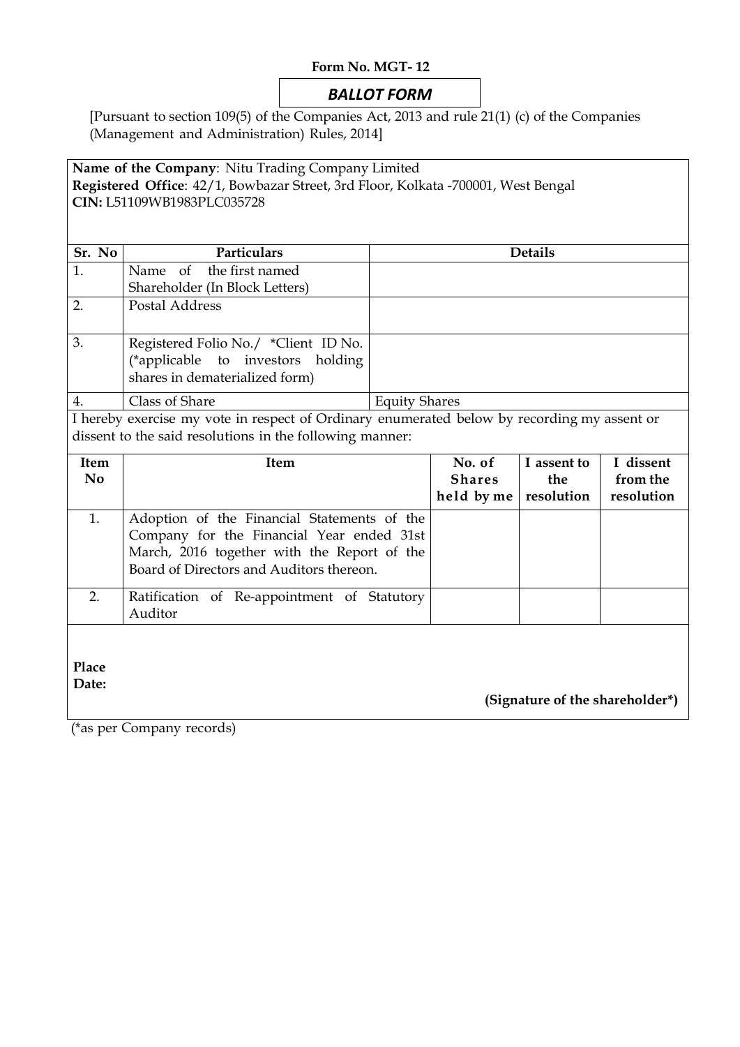**Form No. MGT- 12**

## *BALLOT FORM*

[Pursuant to section 109(5) of the Companies Act, 2013 and rule 21(1) (c) of the Companies (Management and Administration) Rules, 2014]

**Name of the Company**: Nitu Trading Company Limited
**Registered Office**: 42/1, Bowbazar Street, 3rd Floor, Kolkata -700001, West Bengal
**CIN:** L51109WB1983PLC035728

| Sr. No | Particulars | Details |
|---|---|---|
| 1. | Name of the first named Shareholder (In Block Letters) | |
| 2. | Postal Address | |
| 3. | Registered Folio No./ *Client ID No. (*applicable to investors holding shares in dematerialized form) | |
| 4. | Class of Share | Equity Shares |

I hereby exercise my vote in respect of Ordinary enumerated below by recording my assent or dissent to the said resolutions in the following manner:

| Item No | Item | No. of Shares held by me | I assent to the resolution | I dissent from the resolution |
|---|---|---|---|---|
| 1. | Adoption of the Financial Statements of the Company for the Financial Year ended 31st March, 2016 together with the Report of the Board of Directors and Auditors thereon. | | | |
| 2. | Ratification of Re-appointment of Statutory Auditor | | | |

**Place**
**Date:**

**(Signature of the shareholder*)**

(*as per Company records)